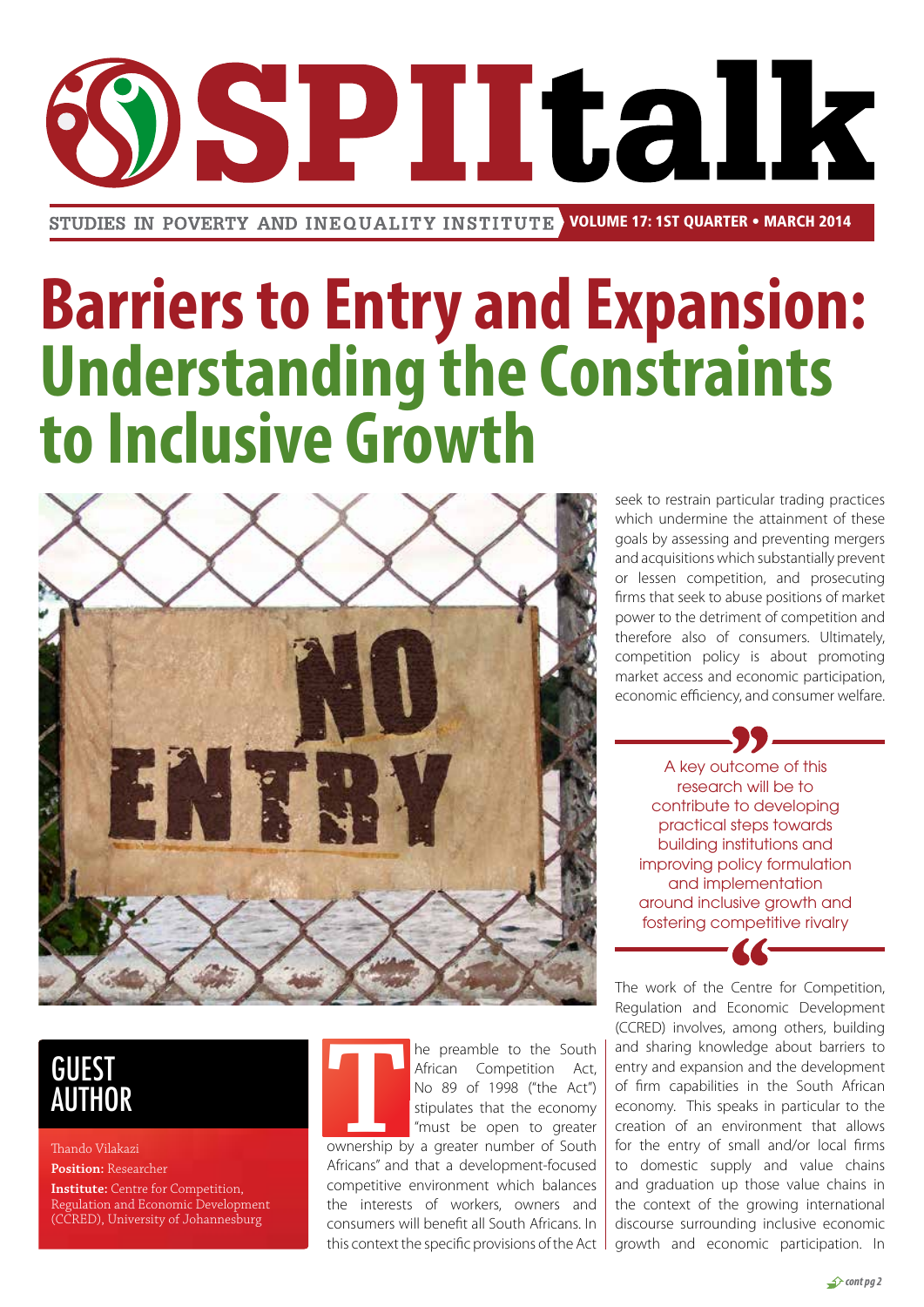# SPIItalk

STUDIES IN POVERTY AND INEQUALITY INSTITUTE — VOLUME 17: 1ST QUARTER • MARCH 2014

# Barriers to Entry and Expansion: Understanding the Constraints to Inclusive Growth

## GUEST AUTHOR

Thando Vilakazi
**Position:** Researcher
**Institute:** Centre for Competition, Regulation and Economic Development (CCRED), University of Johannesburg

The preamble to the South African Competition Act, No 89 of 1998 ("the Act") stipulates that the economy "must be open to greater ownership by a greater number of South Africans" and that a development-focused competitive environment which balances the interests of workers, owners and consumers will benefit all South Africans. In this context the specific provisions of the Act seek to restrain particular trading practices which undermine the attainment of these goals by assessing and preventing mergers and acquisitions which substantially prevent or lessen competition, and prosecuting firms that seek to abuse positions of market power to the detriment of competition and therefore also of consumers. Ultimately, competition policy is about promoting market access and economic participation, economic efficiency, and consumer welfare.

> A key outcome of this research will be to contribute to developing practical steps towards building institutions and improving policy formulation and implementation around inclusive growth and fostering competitive rivalry

The work of the Centre for Competition, Regulation and Economic Development (CCRED) involves, among others, building and sharing knowledge about barriers to entry and expansion and the development of firm capabilities in the South African economy. This speaks in particular to the creation of an environment that allows for the entry of small and/or local firms to domestic supply and value chains and graduation up those value chains in the context of the growing international discourse surrounding inclusive economic growth and economic participation. In

cont pg 2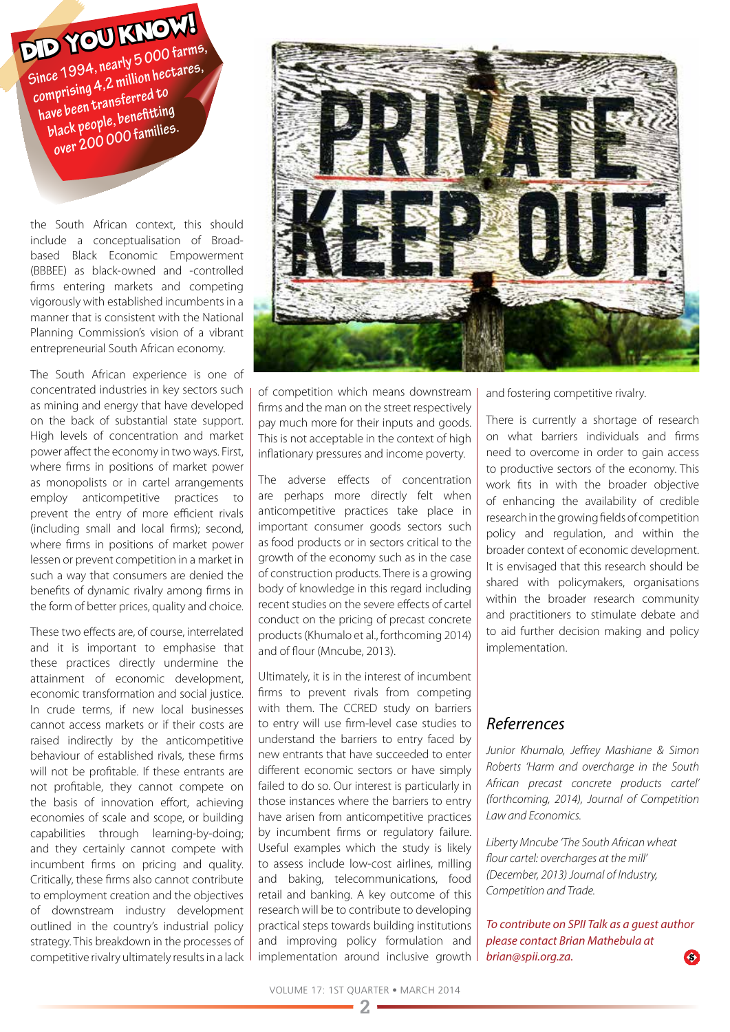**DID YOU KNOW!**
Since 1994, nearly 5 000 farms, comprising 4,2 million hectares, have been transferred to black people, benefitting over 200 000 families.

the South African context, this should include a conceptualisation of Broad-based Black Economic Empowerment (BBBEE) as black-owned and -controlled firms entering markets and competing vigorously with established incumbents in a manner that is consistent with the National Planning Commission's vision of a vibrant entrepreneurial South African economy.

The South African experience is one of concentrated industries in key sectors such as mining and energy that have developed on the back of substantial state support. High levels of concentration and market power affect the economy in two ways. First, where firms in positions of market power as monopolists or in cartel arrangements employ anticompetitive practices to prevent the entry of more efficient rivals (including small and local firms); second, where firms in positions of market power lessen or prevent competition in a market in such a way that consumers are denied the benefits of dynamic rivalry among firms in the form of better prices, quality and choice.

These two effects are, of course, interrelated and it is important to emphasise that these practices directly undermine the attainment of economic development, economic transformation and social justice. In crude terms, if new local businesses cannot access markets or if their costs are raised indirectly by the anticompetitive behaviour of established rivals, these firms will not be profitable. If these entrants are not profitable, they cannot compete on the basis of innovation effort, achieving economies of scale and scope, or building capabilities through learning-by-doing; and they certainly cannot compete with incumbent firms on pricing and quality. Critically, these firms also cannot contribute to employment creation and the objectives of downstream industry development outlined in the country's industrial policy strategy. This breakdown in the processes of competitive rivalry ultimately results in a lack of competition which means downstream firms and the man on the street respectively pay much more for their inputs and goods. This is not acceptable in the context of high inflationary pressures and income poverty.

The adverse effects of concentration are perhaps more directly felt when anticompetitive practices take place in important consumer goods sectors such as food products or in sectors critical to the growth of the economy such as in the case of construction products. There is a growing body of knowledge in this regard including recent studies on the severe effects of cartel conduct on the pricing of precast concrete products (Khumalo et al., forthcoming 2014) and of flour (Mncube, 2013).

Ultimately, it is in the interest of incumbent firms to prevent rivals from competing with them. The CCRED study on barriers to entry will use firm-level case studies to understand the barriers to entry faced by new entrants that have succeeded to enter different economic sectors or have simply failed to do so. Our interest is particularly in those instances where the barriers to entry have arisen from anticompetitive practices by incumbent firms or regulatory failure. Useful examples which the study is likely to assess include low-cost airlines, milling and baking, telecommunications, food retail and banking. A key outcome of this research will be to contribute to developing practical steps towards building institutions and improving policy formulation and implementation around inclusive growth and fostering competitive rivalry.

There is currently a shortage of research on what barriers individuals and firms need to overcome in order to gain access to productive sectors of the economy. This work fits in with the broader objective of enhancing the availability of credible research in the growing fields of competition policy and regulation, and within the broader context of economic development. It is envisaged that this research should be shared with policymakers, organisations within the broader research community and practitioners to stimulate debate and to aid further decision making and policy implementation.

## Referrences

*Junior Khumalo, Jeffrey Mashiane & Simon Roberts 'Harm and overcharge in the South African precast concrete products cartel' (forthcoming, 2014), Journal of Competition Law and Economics.*

*Liberty Mncube 'The South African wheat flour cartel: overcharges at the mill' (December, 2013) Journal of Industry, Competition and Trade.*

*To contribute on SPII Talk as a guest author please contact Brian Mathebula at brian@spii.org.za.*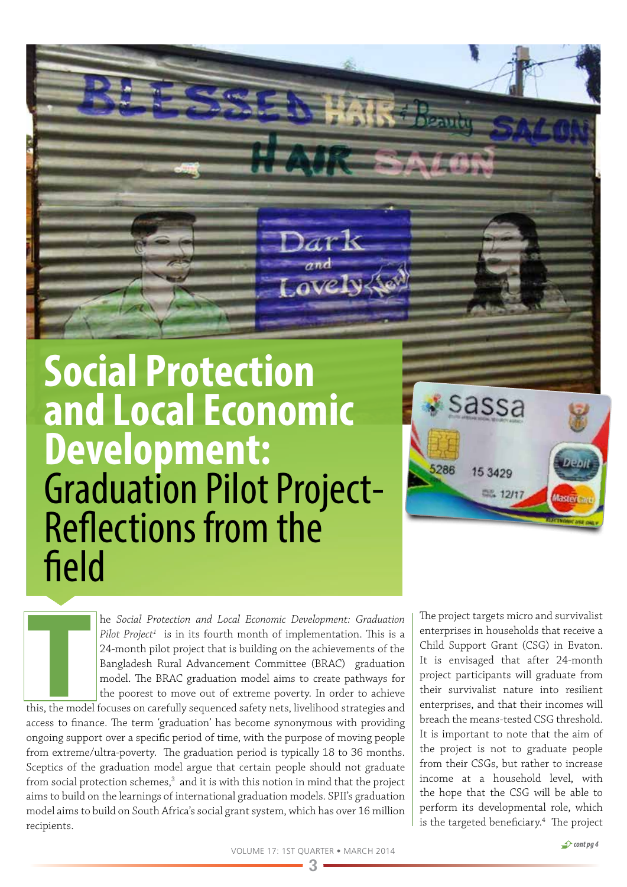# Social Protection and Local Economic Development: Graduation Pilot Project- Reflections from the field

The *Social Protection and Local Economic Development: Graduation Pilot Project*[1] is in its fourth month of implementation. This is a 24-month pilot project that is building on the achievements of the Bangladesh Rural Advancement Committee (BRAC) graduation model. The BRAC graduation model aims to create pathways for the poorest to move out of extreme poverty. In order to achieve this, the model focuses on carefully sequenced safety nets, livelihood strategies and access to finance. The term 'graduation' has become synonymous with providing ongoing support over a specific period of time, with the purpose of moving people from extreme/ultra-poverty. The graduation period is typically 18 to 36 months. Sceptics of the graduation model argue that certain people should not graduate from social protection schemes,[3] and it is with this notion in mind that the project aims to build on the learnings of international graduation models. SPII's graduation model aims to build on South Africa's social grant system, which has over 16 million recipients.

The project targets micro and survivalist enterprises in households that receive a Child Support Grant (CSG) in Evaton. It is envisaged that after 24-month project participants will graduate from their survivalist nature into resilient enterprises, and that their incomes will breach the means-tested CSG threshold. It is important to note that the aim of the project is not to graduate people from their CSGs, but rather to increase income at a household level, with the hope that the CSG will be able to perform its developmental role, which is the targeted beneficiary.[4] The project

*cont pg 4*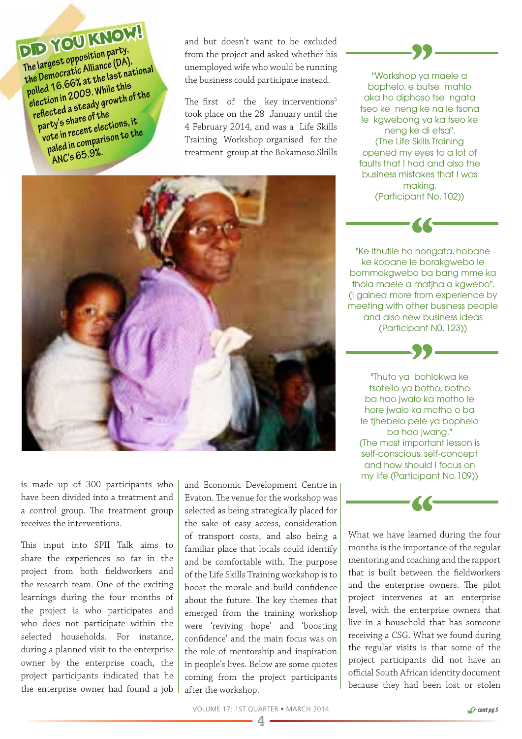**DID YOU KNOW!**

The largest opposition party, the Democratic Alliance (DA), polled 16.66% at the last national election in 2009. While this reflected a steady growth of the party's share of the vote in recent elections, it paled in comparison to the ANC's 65.9%.

and but doesn't want to be excluded from the project and asked whether his unemployed wife who would be running the business could participate instead.

The first of the key interventions[5] took place on the 28 January until the 4 February 2014, and was a Life Skills Training Workshop organised for the treatment group at the Bokamoso Skills and Economic Development Centre in Evaton. The venue for the workshop was selected as being strategically placed for the sake of easy access, consideration of transport costs, and also being a familiar place that locals could identify and be comfortable with. The purpose of the Life Skills Training workshop is to boost the morale and build confidence about the future. The key themes that emerged from the training workshop were 'reviving hope' and 'boosting confidence' and the main focus was on the role of mentorship and inspiration in people's lives. Below are some quotes coming from the project participants after the workshop.

"Workshop ya maele a bophelo, e butse mahlo aka ho diphoso tse ngata tseo ke neng ke na le tsona le kgwebong ya ka tseo ke neng ke di etsa". (The Life Skills Training opened my eyes to a lot of faults that I had and also the business mistakes that I was making, (Participant No. 102))

"Ke ithutile ho hongata, hobane ke kopane le borakgwebo le bommakgwebo ba bang mme ka thola maele a matjha a kgwebo". (I gained more from experience by meeting with other business people and also new business ideas (Participant N0. 123))

"Thuto ya bohlokwa ke tsotello ya botho, botho ba hao jwalo ka motho le hore jwalo ka motho o ba le tjhebelo pele ya bophelo ba hao jwang." (The most important lesson is self-conscious, self-concept and how should I focus on my life (Participant No.109))

is made up of 300 participants who have been divided into a treatment and a control group. The treatment group receives the interventions.

This input into SPII Talk aims to share the experiences so far in the project from both fieldworkers and the research team. One of the exciting learnings during the four months of the project is who participates and who does not participate within the selected households. For instance, during a planned visit to the enterprise owner by the enterprise coach, the project participants indicated that he the enterprise owner had found a job

What we have learned during the four months is the importance of the regular mentoring and coaching and the rapport that is built between the fieldworkers and the enterprise owners. The pilot project intervenes at an enterprise level, with the enterprise owners that live in a household that has someone receiving a CSG. What we found during the regular visits is that some of the project participants did not have an official South African identity document because they had been lost or stolen

cont pg 5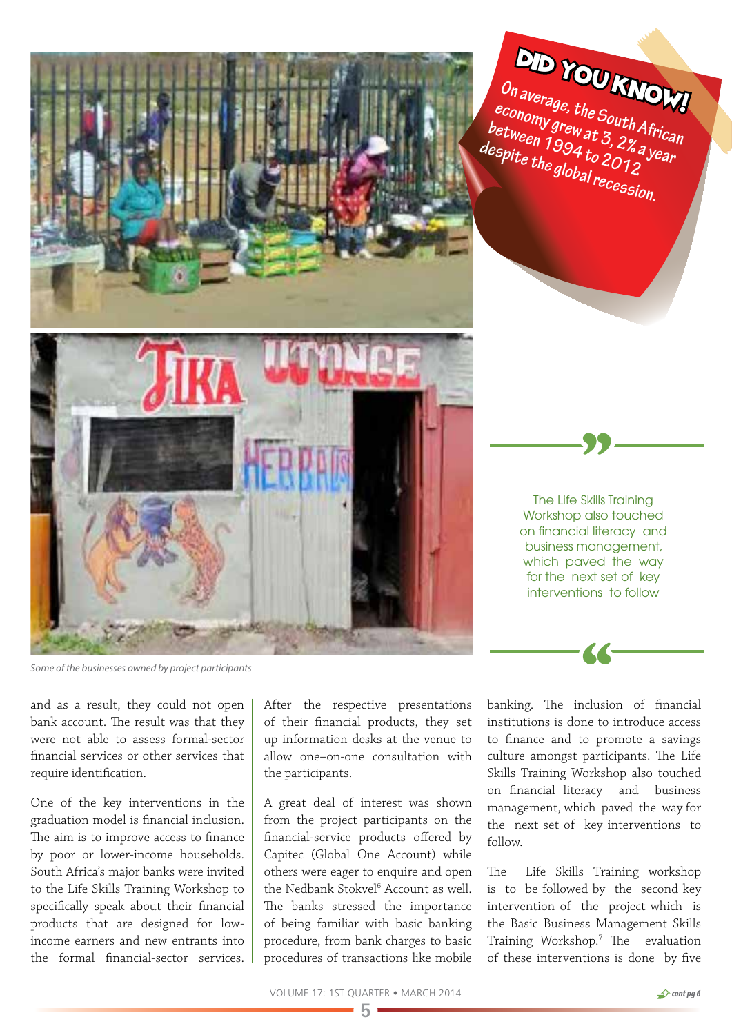**DID YOU KNOW!**

On average, the South African economy grew at 3, 2% a year between 1994 to 2012 despite the global recession.

*Some of the businesses owned by project participants*

> The Life Skills Training Workshop also touched on financial literacy and business management, which paved the way for the next set of key interventions to follow

and as a result, they could not open bank account. The result was that they were not able to assess formal-sector financial services or other services that require identification.

One of the key interventions in the graduation model is financial inclusion. The aim is to improve access to finance by poor or lower-income households. South Africa's major banks were invited to the Life Skills Training Workshop to specifically speak about their financial products that are designed for low-income earners and new entrants into the formal financial-sector services.

After the respective presentations of their financial products, they set up information desks at the venue to allow one–on-one consultation with the participants.

A great deal of interest was shown from the project participants on the financial-service products offered by Capitec (Global One Account) while others were eager to enquire and open the Nedbank Stokvel[6] Account as well. The banks stressed the importance of being familiar with basic banking procedure, from bank charges to basic procedures of transactions like mobile banking. The inclusion of financial institutions is done to introduce access to finance and to promote a savings culture amongst participants. The Life Skills Training Workshop also touched on financial literacy and business management, which paved the way for the next set of key interventions to follow.

The Life Skills Training workshop is to be followed by the second key intervention of the project which is the Basic Business Management Skills Training Workshop.[7] The evaluation of these interventions is done by five

*cont pg 6*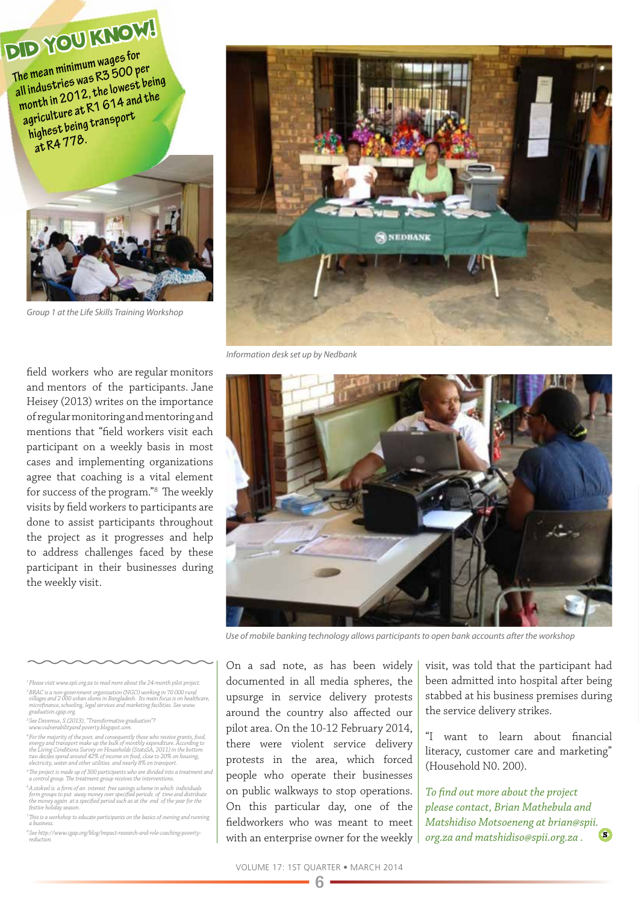**DID YOU KNOW!**

The mean minimum wages for all industries was R3 500 per month in 2012, the lowest being agriculture at R1 614 and the highest being transport at R4 778.

*Group 1 at the Life Skills Training Workshop*

*Information desk set up by Nedbank*

field workers who are regular monitors and mentors of the participants. Jane Heisey (2013) writes on the importance of regular monitoring and mentoring and mentions that "field workers visit each participant on a weekly basis in most cases and implementing organizations agree that coaching is a vital element for success of the program."[8] The weekly visits by field workers to participants are done to assist participants throughout the project as it progresses and help to address challenges faced by these participant in their businesses during the weekly visit.

*Use of mobile banking technology allows participants to open bank accounts after the workshop*

On a sad note, as has been widely documented in all media spheres, the upsurge in service delivery protests around the country also affected our pilot area. On the 10-12 February 2014, there were violent service delivery protests in the area, which forced people who operate their businesses on public walkways to stop operations. On this particular day, one of the fieldworkers who was meant to meet with an enterprise owner for the weekly visit, was told that the participant had been admitted into hospital after being stabbed at his business premises during the service delivery strikes.

"I want to learn about financial literacy, customer care and marketing" (Household N0. 200).

*To find out more about the project please contact, Brian Mathebula and Matshidiso Motsoeneng at brian@spii.org.za and matshidiso@spii.org.za .*

---

[1] Please visit www.spii.org.za to read more about the 24-month pilot project.

[2] BRAC is a non-government organisation (NGO) working in 70 000 rural villages and 2 000 urban slums in Bangladesh. Its main focus is on healthcare, microfinance, schooling, legal services and marketing facilities. See www.graduation.cgap.org.

[3] See Devereux, S.(2013), "Transformative graduation"? www.vulnerabilityand poverty.blogspot.com.

[4] For the majority of the poor, and consequently those who receive grants, food, energy and transport make up the bulk of monthly expenditure. According to the Living Conditions Survey on Households (StatsSA, 2011) in the bottom two deciles spend around 42% of income on food, close to 20% on housing, electricity, water and other utilities. and nearly 8% on transport.

[5] The project is made up of 300 participants who are divided into a treatment and a control group. The treatment group receives the interventions.

[6] A stokvel is a form of an interest free savings scheme in which individuals form groups to put away money over specified periods of time and distribute the money again at a specified period such as at the end of the year for the festive holiday season.

[7] This is a workshop to educate participants on the basics of owning and running a business.

[8] See http://www.cgap.org/blog/impact-research-and-role-coaching-poverty-reduction.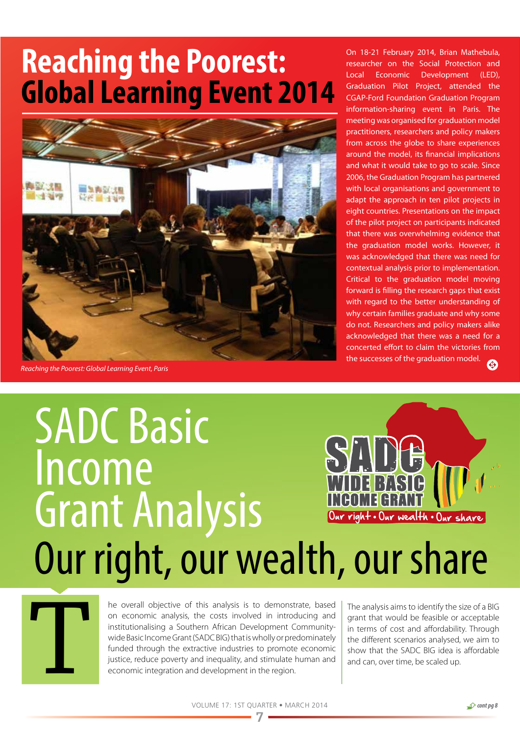# Reaching the Poorest: Global Learning Event 2014

*Reaching the Poorest: Global Learning Event, Paris*

On 18-21 February 2014, Brian Mathebula, researcher on the Social Protection and Local Economic Development (LED), Graduation Pilot Project, attended the CGAP-Ford Foundation Graduation Program information-sharing event in Paris. The meeting was organised for graduation model practitioners, researchers and policy makers from across the globe to share experiences around the model, its financial implications and what it would take to go to scale. Since 2006, the Graduation Program has partnered with local organisations and government to adapt the approach in ten pilot projects in eight countries. Presentations on the impact of the pilot project on participants indicated that there was overwhelming evidence that the graduation model works. However, it was acknowledged that there was need for contextual analysis prior to implementation. Critical to the graduation model moving forward is filling the research gaps that exist with regard to the better understanding of why certain families graduate and why some do not. Researchers and policy makers alike acknowledged that there was a need for a concerted effort to claim the victories from the successes of the graduation model.

# SADC Basic Income Grant Analysis

## Our right, our wealth, our share

SADC WIDE BASIC INCOME GRANT – Our right • Our wealth • Our share

The overall objective of this analysis is to demonstrate, based on economic analysis, the costs involved in introducing and institutionalising a Southern African Development Community-wide Basic Income Grant (SADC BIG) that is wholly or predominately funded through the extractive industries to promote economic justice, reduce poverty and inequality, and stimulate human and economic integration and development in the region.

The analysis aims to identify the size of a BIG grant that would be feasible or acceptable in terms of cost and affordability. Through the different scenarios analysed, we aim to show that the SADC BIG idea is affordable and can, over time, be scaled up.

cont pg 8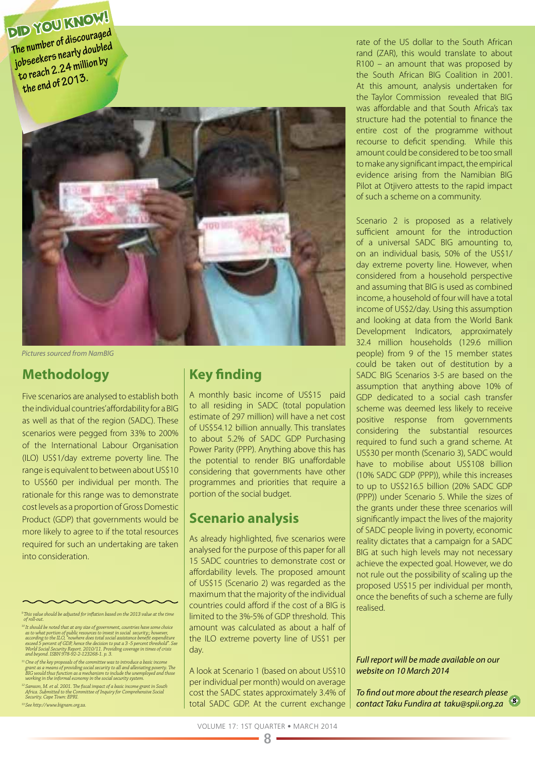**DID YOU KNOW!**
The number of discouraged jobseekers nearly doubled to reach 2.24 million by the end of 2013.

*Pictures sourced from NamBIG*

## Methodology

Five scenarios are analysed to establish both the individual countries' affordability for a BIG as well as that of the region (SADC). These scenarios were pegged from 33% to 200% of the International Labour Organisation (ILO) US$1/day extreme poverty line. The range is equivalent to between about US$10 to US$60 per individual per month. The rationale for this range was to demonstrate cost levels as a proportion of Gross Domestic Product (GDP) that governments would be more likely to agree to if the total resources required for such an undertaking are taken into consideration.

## Key finding

A monthly basic income of US$15 paid to all residing in SADC (total population estimate of 297 million) will have a net cost of US$54.12 billion annually. This translates to about 5.2% of SADC GDP Purchasing Power Parity (PPP). Anything above this has the potential to render BIG unaffordable considering that governments have other programmes and priorities that require a portion of the social budget.

## Scenario analysis

As already highlighted, five scenarios were analysed for the purpose of this paper for all 15 SADC countries to demonstrate cost or affordability levels. The proposed amount of US$15 (Scenario 2) was regarded as the maximum that the majority of the individual countries could afford if the cost of a BIG is limited to the 3%-5% of GDP threshold. This amount was calculated as about a half of the ILO extreme poverty line of US$1 per day.

A look at Scenario 1 (based on about US$10 per individual per month) would on average cost the SADC states approximately 3.4% of total SADC GDP. At the current exchange rate of the US dollar to the South African rand (ZAR), this would translate to about R100 – an amount that was proposed by the South African BIG Coalition in 2001. At this amount, analysis undertaken for the Taylor Commission revealed that BIG was affordable and that South Africa's tax structure had the potential to finance the entire cost of the programme without recourse to deficit spending. While this amount could be considered to be too small to make any significant impact, the empirical evidence arising from the Namibian BIG Pilot at Otjivero attests to the rapid impact of such a scheme on a community.

Scenario 2 is proposed as a relatively sufficient amount for the introduction of a universal SADC BIG amounting to, on an individual basis, 50% of the US$1/day extreme poverty line. However, when considered from a household perspective and assuming that BIG is used as combined income, a household of four will have a total income of US$2/day. Using this assumption and looking at data from the World Bank Development Indicators, approximately 32.4 million households (129.6 million people) from 9 of the 15 member states could be taken out of destitution by a SADC BIG Scenarios 3-5 are based on the assumption that anything above 10% of GDP dedicated to a social cash transfer scheme was deemed less likely to receive positive response from governments considering the substantial resources required to fund such a grand scheme. At US$30 per month (Scenario 3), SADC would have to mobilise about US$108 billion (10% SADC GDP (PPP)), while this increases to up to US$216.5 billion (20% SADC GDP (PPP)) under Scenario 5. While the sizes of the grants under these three scenarios will significantly impact the lives of the majority of SADC people living in poverty, economic reality dictates that a campaign for a SADC BIG at such high levels may not necessary achieve the expected goal. However, we do not rule out the possibility of scaling up the proposed US$15 per individual per month, once the benefits of such a scheme are fully realised.

*Full report will be made available on our website on 10 March 2014*

*To find out more about the research please contact Taku Fundira at taku@spii.org.za*

---

[9] *This value should be adjusted for inflation based on the 2013 value at the time of roll-out.*

[10] *It should be noted that at any size of government, countries have some choice as to what portion of public resources to invest in social security;; however, according to the ILO, "nowhere does total social assistance benefit expenditure exceed 5 percent of GDP, hence the decision to put a 3 -5 percent threshold". See World Social Security Report. 2010/11. Providing coverage in times of crisis and beyond. ISBN 978-92-2-123268-1. p. 3.*

[11] *One of the key proposals of the committee was to introduce a basic income grant as a means of providing social security to all and alleviating poverty. The BIG would thus function as a mechanism to include the unemployed and those working in the informal economy in the social security system.*

[12] *Samson, M. et al. 2001. The fiscal impact of a basic income grant in South Africa. Submitted to the Committee of Inquiry for Comprehensive Social Security. Cape Town: EPRI.*

[13] *See http://www.bignam.org.za.*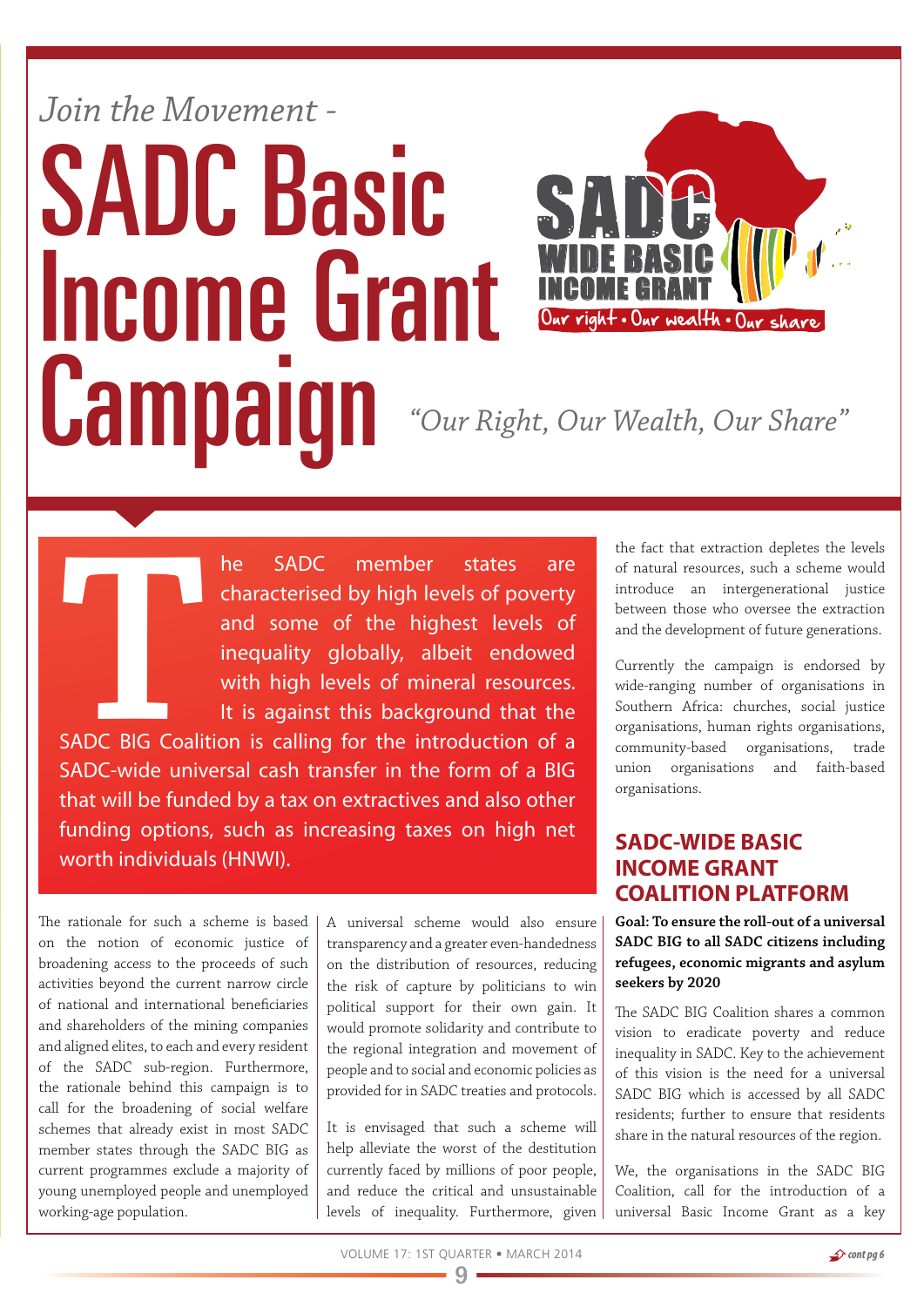*Join the Movement -*

# SADC Basic Income Grant Campaign

*"Our Right, Our Wealth, Our Share"*

SADC WIDE BASIC INCOME GRANT

Our right • Our wealth • Our share

The SADC member states are characterised by high levels of poverty and some of the highest levels of inequality globally, albeit endowed with high levels of mineral resources. It is against this background that the SADC BIG Coalition is calling for the introduction of a SADC-wide universal cash transfer in the form of a BIG that will be funded by a tax on extractives and also other funding options, such as increasing taxes on high net worth individuals (HNWI).

The rationale for such a scheme is based on the notion of economic justice of broadening access to the proceeds of such activities beyond the current narrow circle of national and international beneficiaries and shareholders of the mining companies and aligned elites, to each and every resident of the SADC sub-region. Furthermore, the rationale behind this campaign is to call for the broadening of social welfare schemes that already exist in most SADC member states through the SADC BIG as current programmes exclude a majority of young unemployed people and unemployed working-age population.

A universal scheme would also ensure transparency and a greater even-handedness on the distribution of resources, reducing the risk of capture by politicians to win political support for their own gain. It would promote solidarity and contribute to the regional integration and movement of people and to social and economic policies as provided for in SADC treaties and protocols.

It is envisaged that such a scheme will help alleviate the worst of the destitution currently faced by millions of poor people, and reduce the critical and unsustainable levels of inequality. Furthermore, given the fact that extraction depletes the levels of natural resources, such a scheme would introduce an intergenerational justice between those who oversee the extraction and the development of future generations.

Currently the campaign is endorsed by wide-ranging number of organisations in Southern Africa: churches, social justice organisations, human rights organisations, community-based organisations, trade union organisations and faith-based organisations.

## SADC-WIDE BASIC INCOME GRANT COALITION PLATFORM

**Goal: To ensure the roll-out of a universal SADC BIG to all SADC citizens including refugees, economic migrants and asylum seekers by 2020**

The SADC BIG Coalition shares a common vision to eradicate poverty and reduce inequality in SADC. Key to the achievement of this vision is the need for a universal SADC BIG which is accessed by all SADC residents; further to ensure that residents share in the natural resources of the region.

We, the organisations in the SADC BIG Coalition, call for the introduction of a universal Basic Income Grant as a key

*cont pg 6*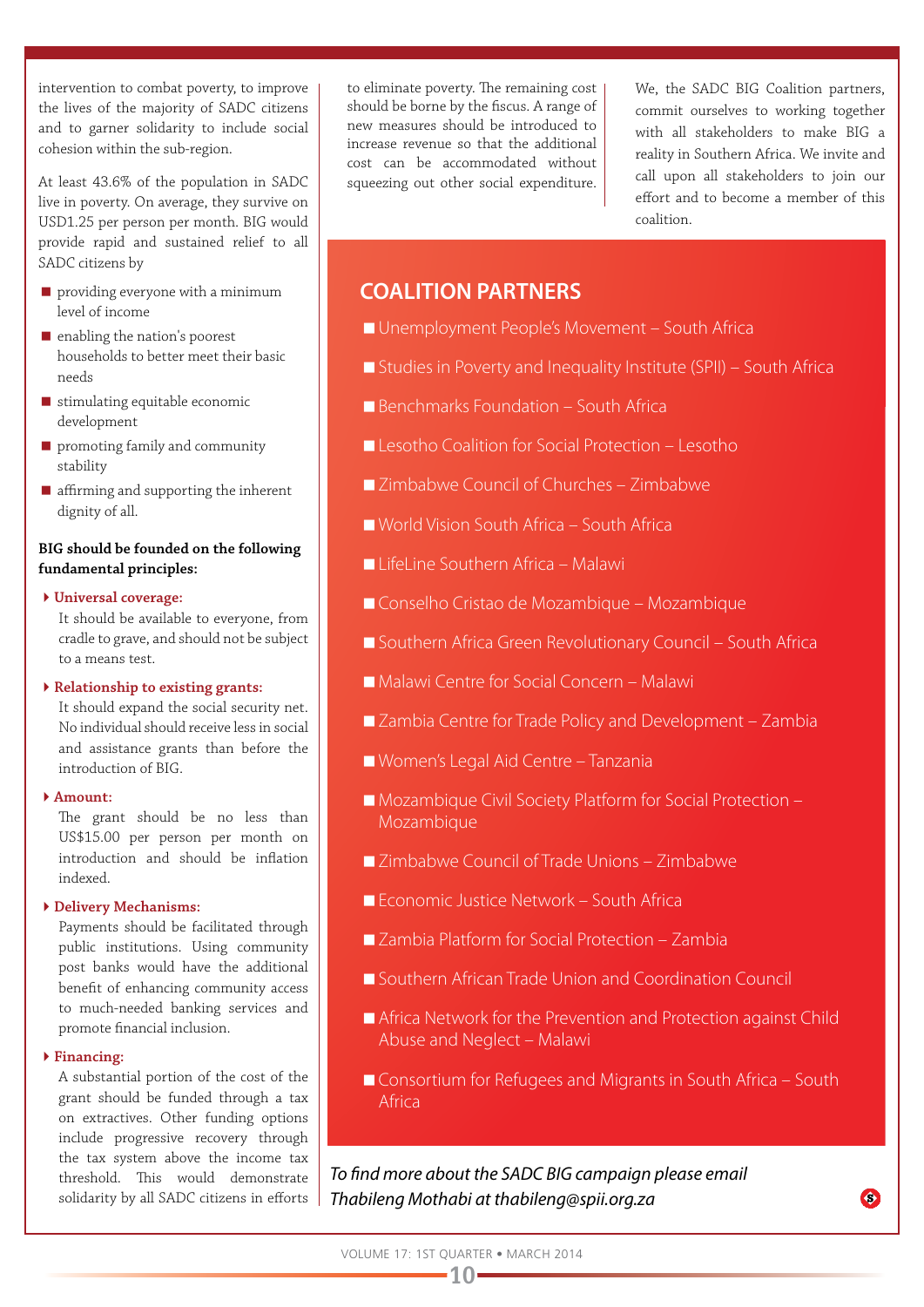intervention to combat poverty, to improve the lives of the majority of SADC citizens and to garner solidarity to include social cohesion within the sub-region.

At least 43.6% of the population in SADC live in poverty. On average, they survive on USD1.25 per person per month. BIG would provide rapid and sustained relief to all SADC citizens by

- providing everyone with a minimum level of income
- enabling the nation's poorest households to better meet their basic needs
- stimulating equitable economic development
- promoting family and community stability
- affirming and supporting the inherent dignity of all.

**BIG should be founded on the following fundamental principles:**

- **Universal coverage:** It should be available to everyone, from cradle to grave, and should not be subject to a means test.
- **Relationship to existing grants:** It should expand the social security net. No individual should receive less in social and assistance grants than before the introduction of BIG.
- **Amount:** The grant should be no less than US$15.00 per person per month on introduction and should be inflation indexed.
- **Delivery Mechanisms:** Payments should be facilitated through public institutions. Using community post banks would have the additional benefit of enhancing community access to much-needed banking services and promote financial inclusion.
- **Financing:** A substantial portion of the cost of the grant should be funded through a tax on extractives. Other funding options include progressive recovery through the tax system above the income tax threshold. This would demonstrate solidarity by all SADC citizens in efforts to eliminate poverty. The remaining cost should be borne by the fiscus. A range of new measures should be introduced to increase revenue so that the additional cost can be accommodated without squeezing out other social expenditure.

We, the SADC BIG Coalition partners, commit ourselves to working together with all stakeholders to make BIG a reality in Southern Africa. We invite and call upon all stakeholders to join our effort and to become a member of this coalition.

## COALITION PARTNERS

- Unemployment People's Movement – South Africa
- Studies in Poverty and Inequality Institute (SPII) – South Africa
- Benchmarks Foundation – South Africa
- Lesotho Coalition for Social Protection – Lesotho
- Zimbabwe Council of Churches – Zimbabwe
- World Vision South Africa – South Africa
- LifeLine Southern Africa – Malawi
- Conselho Cristao de Mozambique – Mozambique
- Southern Africa Green Revolutionary Council – South Africa
- Malawi Centre for Social Concern – Malawi
- Zambia Centre for Trade Policy and Development – Zambia
- Women's Legal Aid Centre – Tanzania
- Mozambique Civil Society Platform for Social Protection – Mozambique
- Zimbabwe Council of Trade Unions – Zimbabwe
- Economic Justice Network – South Africa
- Zambia Platform for Social Protection – Zambia
- Southern African Trade Union and Coordination Council
- Africa Network for the Prevention and Protection against Child Abuse and Neglect – Malawi
- Consortium for Refugees and Migrants in South Africa – South Africa

*To find more about the SADC BIG campaign please email Thabileng Mothabi at thabileng@spii.org.za*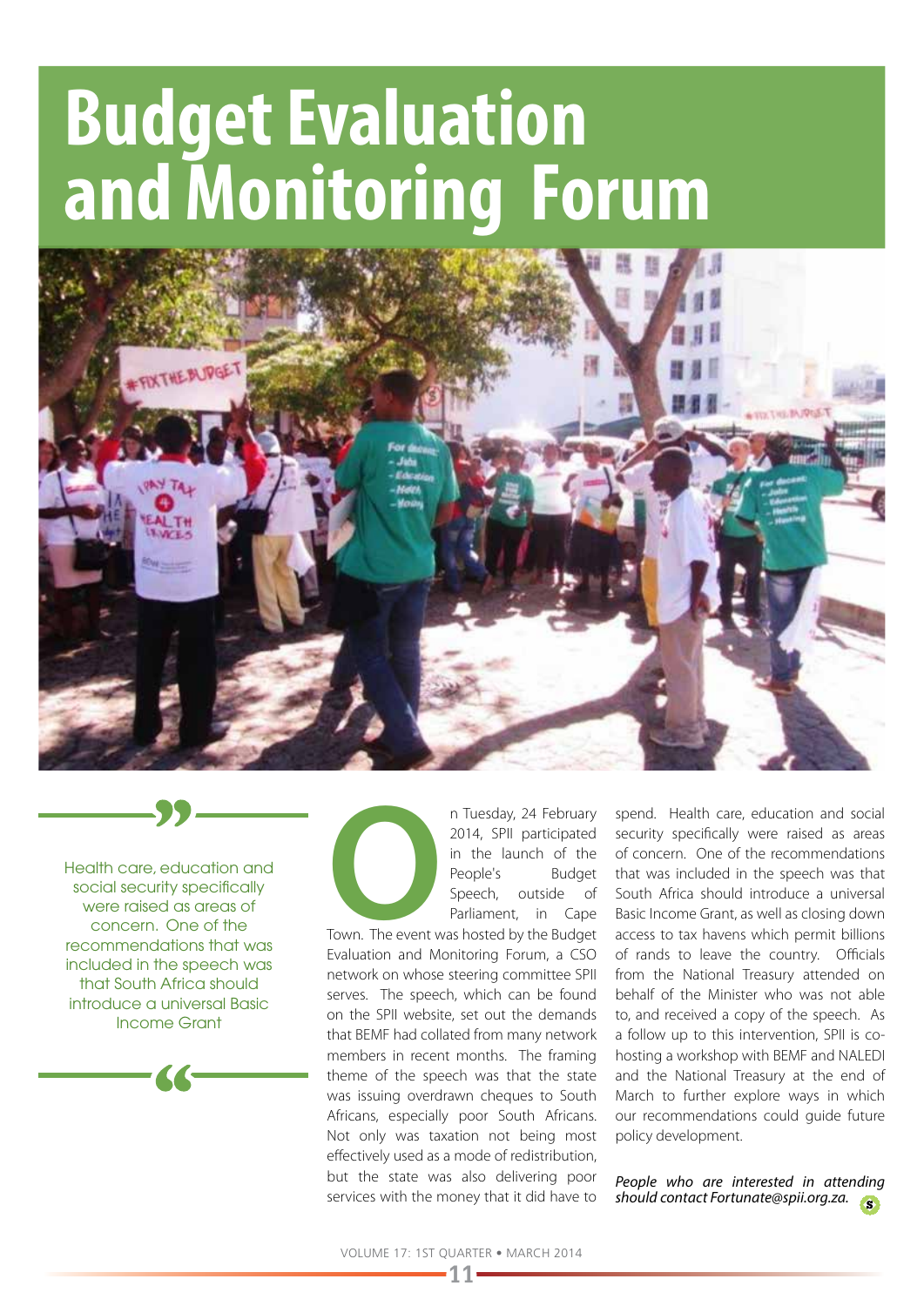# Budget Evaluation and Monitoring Forum

> Health care, education and social security specifically were raised as areas of concern. One of the recommendations that was included in the speech was that South Africa should introduce a universal Basic Income Grant

On Tuesday, 24 February 2014, SPII participated in the launch of the People's Budget Speech, outside of Parliament, in Cape Town. The event was hosted by the Budget Evaluation and Monitoring Forum, a CSO network on whose steering committee SPII serves. The speech, which can be found on the SPII website, set out the demands that BEMF had collated from many network members in recent months. The framing theme of the speech was that the state was issuing overdrawn cheques to South Africans, especially poor South Africans. Not only was taxation not being most effectively used as a mode of redistribution, but the state was also delivering poor services with the money that it did have to spend. Health care, education and social security specifically were raised as areas of concern. One of the recommendations that was included in the speech was that South Africa should introduce a universal Basic Income Grant, as well as closing down access to tax havens which permit billions of rands to leave the country. Officials from the National Treasury attended on behalf of the Minister who was not able to, and received a copy of the speech. As a follow up to this intervention, SPII is co-hosting a workshop with BEMF and NALEDI and the National Treasury at the end of March to further explore ways in which our recommendations could guide future policy development.

*People who are interested in attending should contact Fortunate@spii.org.za.*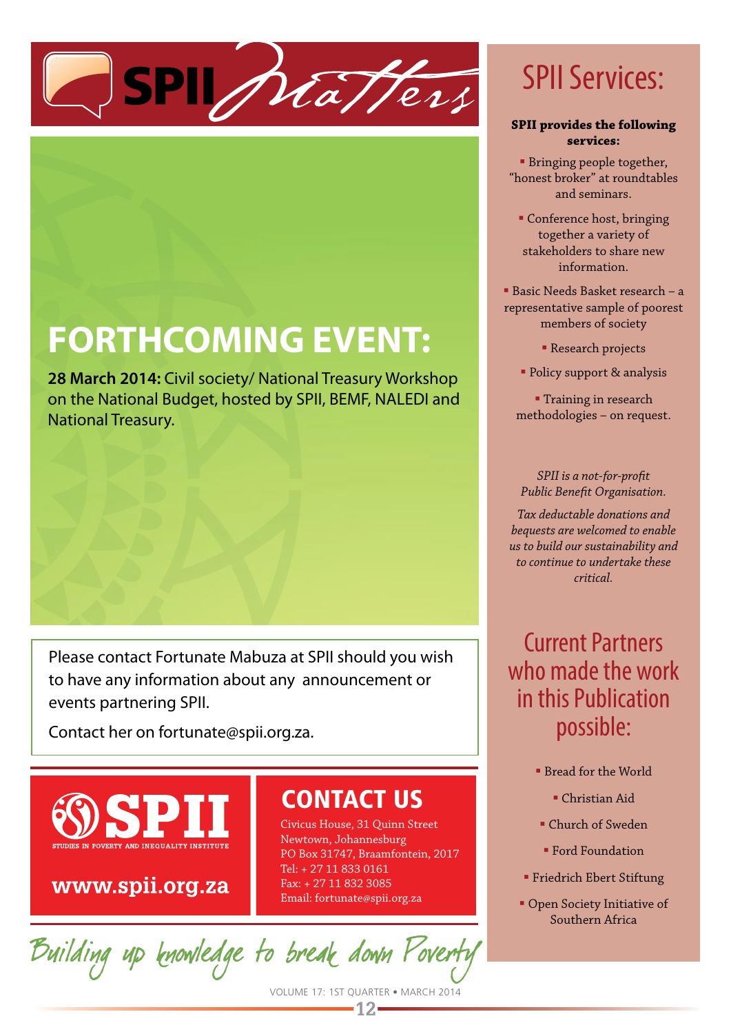# SPII Matters

## FORTHCOMING EVENT:

**28 March 2014:** Civil society/ National Treasury Workshop on the National Budget, hosted by SPII, BEMF, NALEDI and National Treasury.

Please contact Fortunate Mabuza at SPII should you wish to have any information about any announcement or events partnering SPII.

Contact her on fortunate@spii.org.za.

SPII
STUDIES IN POVERTY AND INEQUALITY INSTITUTE

www.spii.org.za

## CONTACT US

Civicus House, 31 Quinn Street
Newtown, Johannesburg
PO Box 31747, Braamfontein, 2017
Tel: + 27 11 833 0161
Fax: + 27 11 832 3085
Email: fortunate@spii.org.za

Building up knowledge to break down Poverty

## SPII Services:

**SPII provides the following services:**

- Bringing people together, "honest broker" at roundtables and seminars.
- Conference host, bringing together a variety of stakeholders to share new information.
- Basic Needs Basket research – a representative sample of poorest members of society
- Research projects
- Policy support & analysis
- Training in research methodologies – on request.

*SPII is a not-for-profit Public Benefit Organisation.*

*Tax deductable donations and bequests are welcomed to enable us to build our sustainability and to continue to undertake these critical.*

## Current Partners who made the work in this Publication possible:

- Bread for the World
- Christian Aid
- Church of Sweden
- Ford Foundation
- Friedrich Ebert Stiftung
- Open Society Initiative of Southern Africa